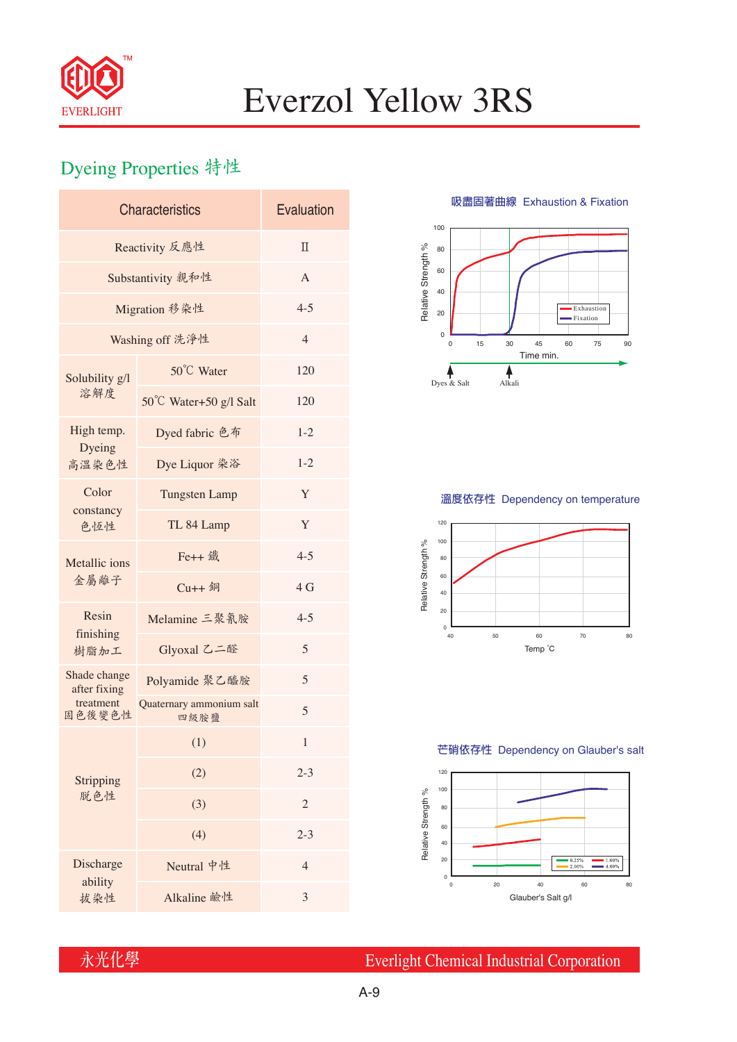EVERLIGHT

# Everzol Yellow 3RS

## Dyeing Properties 特性

| Characteristics | | Evaluation |
|---|---|---|
| Reactivity 反應性 | | II |
| Substantivity 親和性 | | A |
| Migration 移染性 | | 4-5 |
| Washing off 洗淨性 | | 4 |
| Solubility g/l 溶解度 | 50℃ Water | 120 |
| | 50℃ Water+50 g/l Salt | 120 |
| High temp. Dyeing 高溫染色性 | Dyed fabric 色布 | 1-2 |
| | Dye Liquor 染浴 | 1-2 |
| Color constancy 色恆性 | Tungsten Lamp | Y |
| | TL 84 Lamp | Y |
| Metallic ions 金屬離子 | Fe++ 鐵 | 4-5 |
| | Cu++ 銅 | 4 G |
| Resin finishing 樹脂加工 | Melamine 三聚氰胺 | 4-5 |
| | Glyoxal 乙二醛 | 5 |
| Shade change after fixing treatment 固色後變色性 | Polyamide 聚乙醯胺 | 5 |
| | Quaternary ammonium salt 四級胺鹽 | 5 |
| Stripping 脫色性 | (1) | 1 |
| | (2) | 2-3 |
| | (3) | 2 |
| | (4) | 2-3 |
| Discharge ability 拔染性 | Neutral 中性 | 4 |
| | Alkaline 鹼性 | 3 |

吸盡固著曲線 Exhaustion & Fixation

Relative Strength %
100
80
60
40
20
0
0 15 30 45 60 75 90
Time min.
Exhaustion
Fixation
Dyes & Salt
Alkali

溫度依存性 Dependency on temperature

Relative Strength %
120
100
80
60
40
20
0
40 50 60 70 80
Temp ℃

芒硝依存性 Dependency on Glauber's salt

Relative Strength %
120
100
80
60
40
20
0
0 20 40 60 80
Glauber's Salt g/l
0.25%
1.00%
2.00%
4.00%

永光化學 Everlight Chemical Industrial Corporation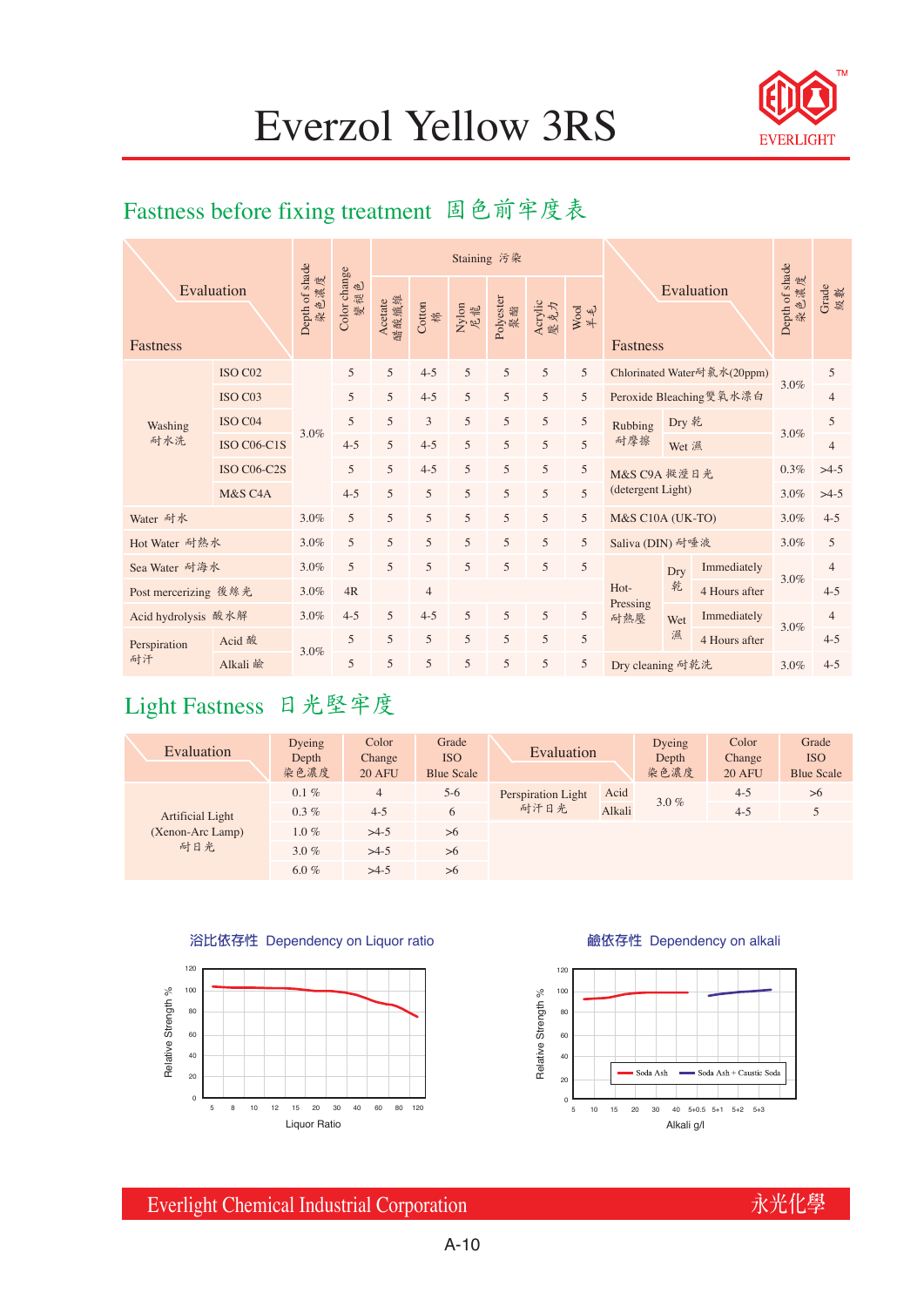# Everzol Yellow 3RS

## Fastness before fixing treatment 固色前牢度表

| Fastness \ Evaluation | | Depth of shade 染色濃度 | Color change 變褪色 | Staining 污染 Acetate 醋酸纖維 | Cotton 棉 | Nylon 尼龍 | Polyester 聚酯 | Acrylic 壓克力 | Wool 羊毛 |
|---|---|---|---|---|---|---|---|---|---|
| Washing 耐水洗 | ISO C02 | 3.0% | 5 | 5 | 4-5 | 5 | 5 | 5 | 5 |
| | ISO C03 | | 5 | 5 | 4-5 | 5 | 5 | 5 | 5 |
| | ISO C04 | | 5 | 5 | 3 | 5 | 5 | 5 | 5 |
| | ISO C06-C1S | | 4-5 | 5 | 4-5 | 5 | 5 | 5 | 5 |
| | ISO C06-C2S | | 5 | 5 | 4-5 | 5 | 5 | 5 | 5 |
| | M&S C4A | | 4-5 | 5 | 5 | 5 | 5 | 5 | 5 |
| Water 耐水 | | 3.0% | 5 | 5 | 5 | 5 | 5 | 5 | 5 |
| Hot Water 耐熱水 | | 3.0% | 5 | 5 | 5 | 5 | 5 | 5 | 5 |
| Sea Water 耐海水 | | 3.0% | 5 | 5 | 5 | 5 | 5 | 5 | 5 |
| Post mercerizing 後絲光 | | 3.0% | 4R | | 4 | | | | |
| Acid hydrolysis 酸水解 | | 3.0% | 4-5 | 5 | 4-5 | 5 | 5 | 5 | 5 |
| Perspiration 耐汗 | Acid 酸 | 3.0% | 5 | 5 | 5 | 5 | 5 | 5 | 5 |
| | Alkali 鹼 | | 5 | 5 | 5 | 5 | 5 | 5 | 5 |

| Fastness \ Evaluation | | | Depth of shade 染色濃度 | Grade 級數 |
|---|---|---|---|---|
| Chlorinated Water 耐氯水(20ppm) | | | 3.0% | 5 |
| Peroxide Bleaching 雙氧水漂白 | | | | 4 |
| Rubbing 耐摩擦 | Dry 乾 | | 3.0% | 5 |
| | Wet 濕 | | | 4 |
| M&S C9A 擬透日光 (detergent Light) | | | 0.3% | >4-5 |
| | | | 3.0% | >4-5 |
| M&S C10A (UK-TO) | | | 3.0% | 4-5 |
| Saliva (DIN) 耐唾液 | | | 3.0% | 5 |
| Hot-Pressing 耐熱壓 | Dry 乾 | Immediately | 3.0% | 4 |
| | | 4 Hours after | | 4-5 |
| | Wet 濕 | Immediately | 3.0% | 4 |
| | | 4 Hours after | | 4-5 |
| Dry cleaning 耐乾洗 | | | 3.0% | 4-5 |

## Light Fastness 日光堅牢度

| Evaluation | | Dyeing Depth 染色濃度 | Color Change 20 AFU | Grade ISO Blue Scale |
|---|---|---|---|---|
| Artificial Light (Xenon-Arc Lamp) 耐日光 | | 0.1 % | 4 | 5-6 |
| | | 0.3 % | 4-5 | 6 |
| | | 1.0 % | >4-5 | >6 |
| | | 3.0 % | >4-5 | >6 |
| | | 6.0 % | >4-5 | >6 |
| Perspiration Light 耐汗日光 | Acid | 3.0 % | 4-5 | >6 |
| | Alkali | | 4-5 | 5 |

浴比依存性 Dependency on Liquor ratio

Relative Strength %
0
20
40
60
80
100
120
5 8 10 12 15 20 30 40 60 80 120
Liquor Ratio

鹼依存性 Dependency on alkali

Relative Strength %
0
20
40
60
80
100
120
Soda Ash
Soda Ash + Caustic Soda
5 10 15 20 30 40 5+0.5 5+1 5+2 5+3
Alkali g/l

Everlight Chemical Industrial Corporation 永光化學